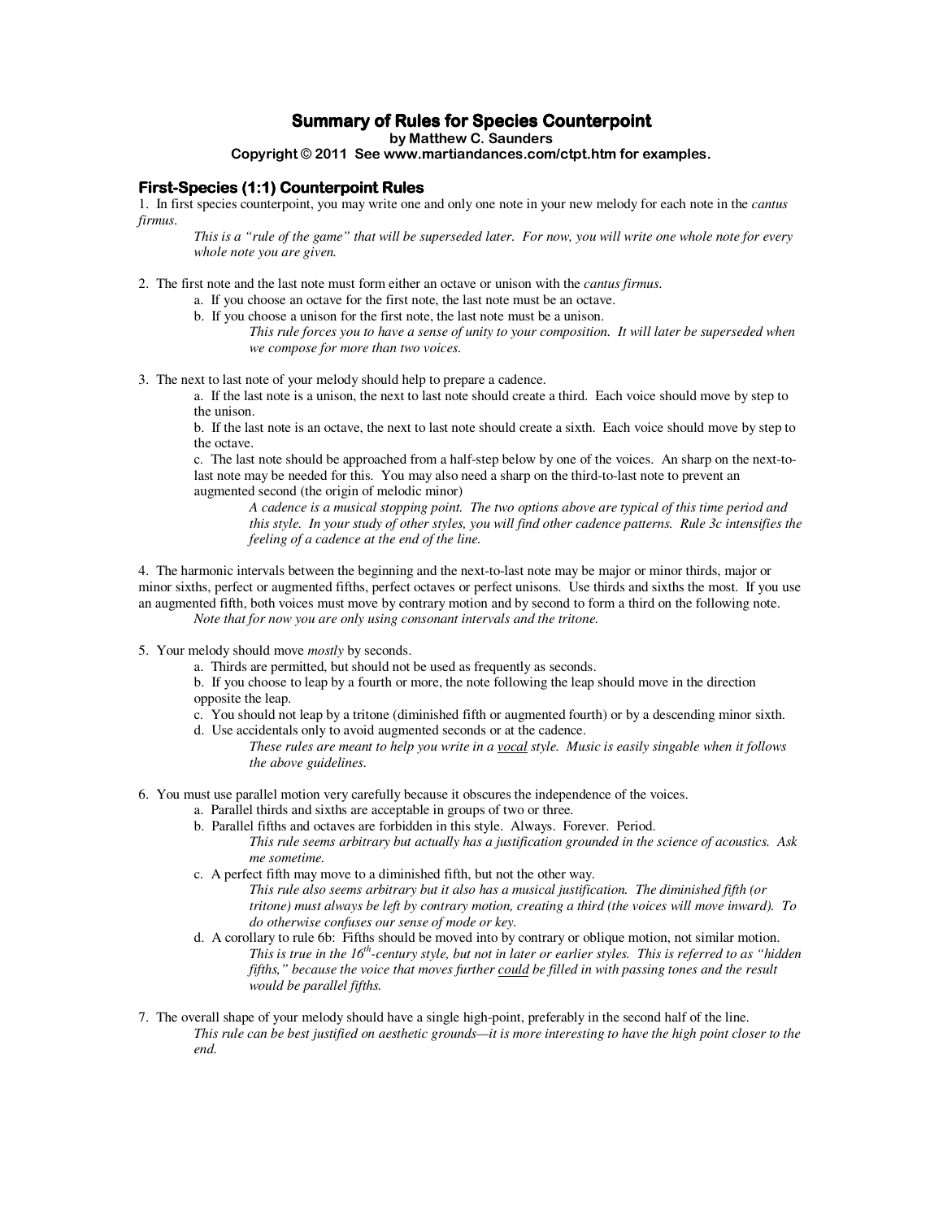# Summary of Rules for Species Counterpoint

**by Matthew C. Saunders**

**Copyright © 2011 See www.martiandances.com/ctpt.htm for examples.**

## First-Species (1:1) Counterpoint Rules

1. In first species counterpoint, you may write one and only one note in your new melody for each note in the *cantus firmus*.

   *This is a "rule of the game" that will be superseded later. For now, you will write one whole note for every whole note you are given.*

2. The first note and the last note must form either an octave or unison with the *cantus firmus*.
   a. If you choose an octave for the first note, the last note must be an octave.
   b. If you choose a unison for the first note, the last note must be a unison.

   *This rule forces you to have a sense of unity to your composition. It will later be superseded when we compose for more than two voices.*

3. The next to last note of your melody should help to prepare a cadence.
   a. If the last note is a unison, the next to last note should create a third. Each voice should move by step to the unison.
   b. If the last note is an octave, the next to last note should create a sixth. Each voice should move by step to the octave.
   c. The last note should be approached from a half-step below by one of the voices. An sharp on the next-to-last note may be needed for this. You may also need a sharp on the third-to-last note to prevent an augmented second (the origin of melodic minor)

   *A cadence is a musical stopping point. The two options above are typical of this time period and this style. In your study of other styles, you will find other cadence patterns. Rule 3c intensifies the feeling of a cadence at the end of the line.*

4. The harmonic intervals between the beginning and the next-to-last note may be major or minor thirds, major or minor sixths, perfect or augmented fifths, perfect octaves or perfect unisons. Use thirds and sixths the most. If you use an augmented fifth, both voices must move by contrary motion and by second to form a third on the following note.

   *Note that for now you are only using consonant intervals and the tritone.*

5. Your melody should move *mostly* by seconds.
   a. Thirds are permitted, but should not be used as frequently as seconds.
   b. If you choose to leap by a fourth or more, the note following the leap should move in the direction opposite the leap.
   c. You should not leap by a tritone (diminished fifth or augmented fourth) or by a descending minor sixth.
   d. Use accidentals only to avoid augmented seconds or at the cadence.

   *These rules are meant to help you write in a vocal style. Music is easily singable when it follows the above guidelines.*

6. You must use parallel motion very carefully because it obscures the independence of the voices.
   a. Parallel thirds and sixths are acceptable in groups of two or three.
   b. Parallel fifths and octaves are forbidden in this style. Always. Forever. Period.

   *This rule seems arbitrary but actually has a justification grounded in the science of acoustics. Ask me sometime.*

   c. A perfect fifth may move to a diminished fifth, but not the other way.

   *This rule also seems arbitrary but it also has a musical justification. The diminished fifth (or tritone) must always be left by contrary motion, creating a third (the voices will move inward). To do otherwise confuses our sense of mode or key.*

   d. A corollary to rule 6b: Fifths should be moved into by contrary or oblique motion, not similar motion.

   *This is true in the 16th-century style, but not in later or earlier styles. This is referred to as "hidden fifths," because the voice that moves further could be filled in with passing tones and the result would be parallel fifths.*

7. The overall shape of your melody should have a single high-point, preferably in the second half of the line.

   *This rule can be best justified on aesthetic grounds—it is more interesting to have the high point closer to the end.*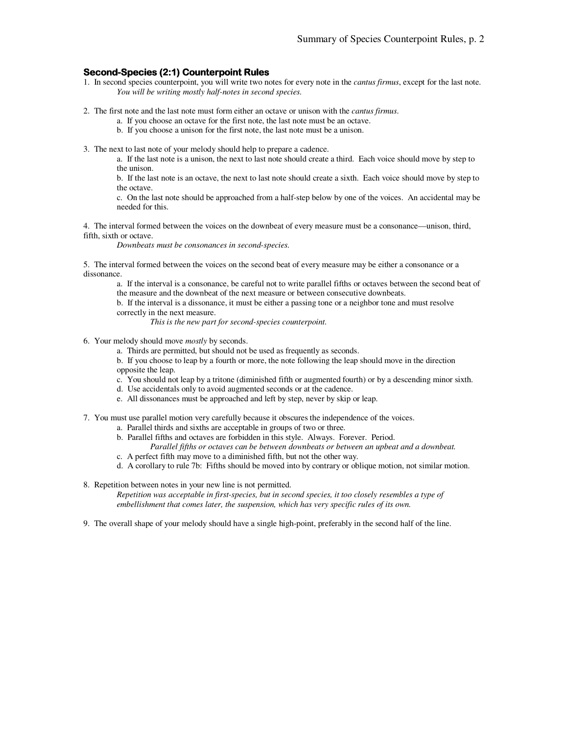### Second-Species (2:1) Counterpoint Rules

1. In second species counterpoint, you will write two notes for every note in the *cantus firmus*, except for the last note.
   *You will be writing mostly half-notes in second species.*

2. The first note and the last note must form either an octave or unison with the *cantus firmus*.
   a. If you choose an octave for the first note, the last note must be an octave.
   b. If you choose a unison for the first note, the last note must be a unison.

3. The next to last note of your melody should help to prepare a cadence.
   a. If the last note is a unison, the next to last note should create a third. Each voice should move by step to the unison.
   b. If the last note is an octave, the next to last note should create a sixth. Each voice should move by step to the octave.
   c. On the last note should be approached from a half-step below by one of the voices. An accidental may be needed for this.

4. The interval formed between the voices on the downbeat of every measure must be a consonance—unison, third, fifth, sixth or octave.
   *Downbeats must be consonances in second-species.*

5. The interval formed between the voices on the second beat of every measure may be either a consonance or a dissonance.
   a. If the interval is a consonance, be careful not to write parallel fifths or octaves between the second beat of the measure and the downbeat of the next measure or between consecutive downbeats.
   b. If the interval is a dissonance, it must be either a passing tone or a neighbor tone and must resolve correctly in the next measure.
      *This is the new part for second-species counterpoint.*

6. Your melody should move *mostly* by seconds.
   a. Thirds are permitted, but should not be used as frequently as seconds.
   b. If you choose to leap by a fourth or more, the note following the leap should move in the direction opposite the leap.
   c. You should not leap by a tritone (diminished fifth or augmented fourth) or by a descending minor sixth.
   d. Use accidentals only to avoid augmented seconds or at the cadence.
   e. All dissonances must be approached and left by step, never by skip or leap.

7. You must use parallel motion very carefully because it obscures the independence of the voices.
   a. Parallel thirds and sixths are acceptable in groups of two or three.
   b. Parallel fifths and octaves are forbidden in this style. Always. Forever. Period.
      *Parallel fifths or octaves can be between downbeats or between an upbeat and a downbeat.*
   c. A perfect fifth may move to a diminished fifth, but not the other way.
   d. A corollary to rule 7b: Fifths should be moved into by contrary or oblique motion, not similar motion.

8. Repetition between notes in your new line is not permitted.
   *Repetition was acceptable in first-species, but in second species, it too closely resembles a type of embellishment that comes later, the suspension, which has very specific rules of its own.*

9. The overall shape of your melody should have a single high-point, preferably in the second half of the line.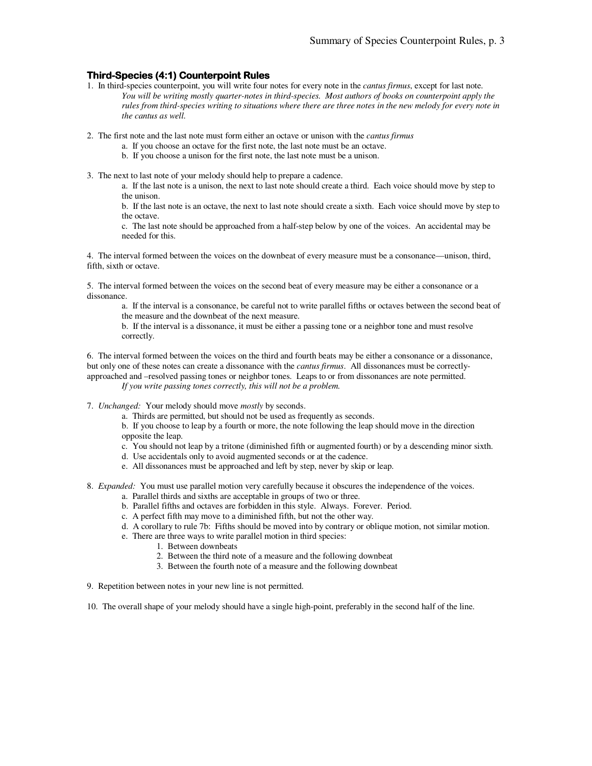### Third-Species (4:1) Counterpoint Rules

1. In third-species counterpoint, you will write four notes for every note in the *cantus firmus*, except for last note.
   *You will be writing mostly quarter-notes in third-species. Most authors of books on counterpoint apply the rules from third-species writing to situations where there are three notes in the new melody for every note in the cantus as well.*

2. The first note and the last note must form either an octave or unison with the *cantus firmus*
   a. If you choose an octave for the first note, the last note must be an octave.
   b. If you choose a unison for the first note, the last note must be a unison.

3. The next to last note of your melody should help to prepare a cadence.
   a. If the last note is a unison, the next to last note should create a third. Each voice should move by step to the unison.
   b. If the last note is an octave, the next to last note should create a sixth. Each voice should move by step to the octave.
   c. The last note should be approached from a half-step below by one of the voices. An accidental may be needed for this.

4. The interval formed between the voices on the downbeat of every measure must be a consonance—unison, third, fifth, sixth or octave.

5. The interval formed between the voices on the second beat of every measure may be either a consonance or a dissonance.
   a. If the interval is a consonance, be careful not to write parallel fifths or octaves between the second beat of the measure and the downbeat of the next measure.
   b. If the interval is a dissonance, it must be either a passing tone or a neighbor tone and must resolve correctly.

6. The interval formed between the voices on the third and fourth beats may be either a consonance or a dissonance, but only one of these notes can create a dissonance with the *cantus firmus*. All dissonances must be correctly-approached and –resolved passing tones or neighbor tones. Leaps to or from dissonances are note permitted.
   *If you write passing tones correctly, this will not be a problem.*

7. *Unchanged:* Your melody should move *mostly* by seconds.
   a. Thirds are permitted, but should not be used as frequently as seconds.
   b. If you choose to leap by a fourth or more, the note following the leap should move in the direction opposite the leap.
   c. You should not leap by a tritone (diminished fifth or augmented fourth) or by a descending minor sixth.
   d. Use accidentals only to avoid augmented seconds or at the cadence.
   e. All dissonances must be approached and left by step, never by skip or leap.

8. *Expanded:* You must use parallel motion very carefully because it obscures the independence of the voices.
   a. Parallel thirds and sixths are acceptable in groups of two or three.
   b. Parallel fifths and octaves are forbidden in this style. Always. Forever. Period.
   c. A perfect fifth may move to a diminished fifth, but not the other way.
   d. A corollary to rule 7b: Fifths should be moved into by contrary or oblique motion, not similar motion.
   e. There are three ways to write parallel motion in third species:
      1. Between downbeats
      2. Between the third note of a measure and the following downbeat
      3. Between the fourth note of a measure and the following downbeat

9. Repetition between notes in your new line is not permitted.

10. The overall shape of your melody should have a single high-point, preferably in the second half of the line.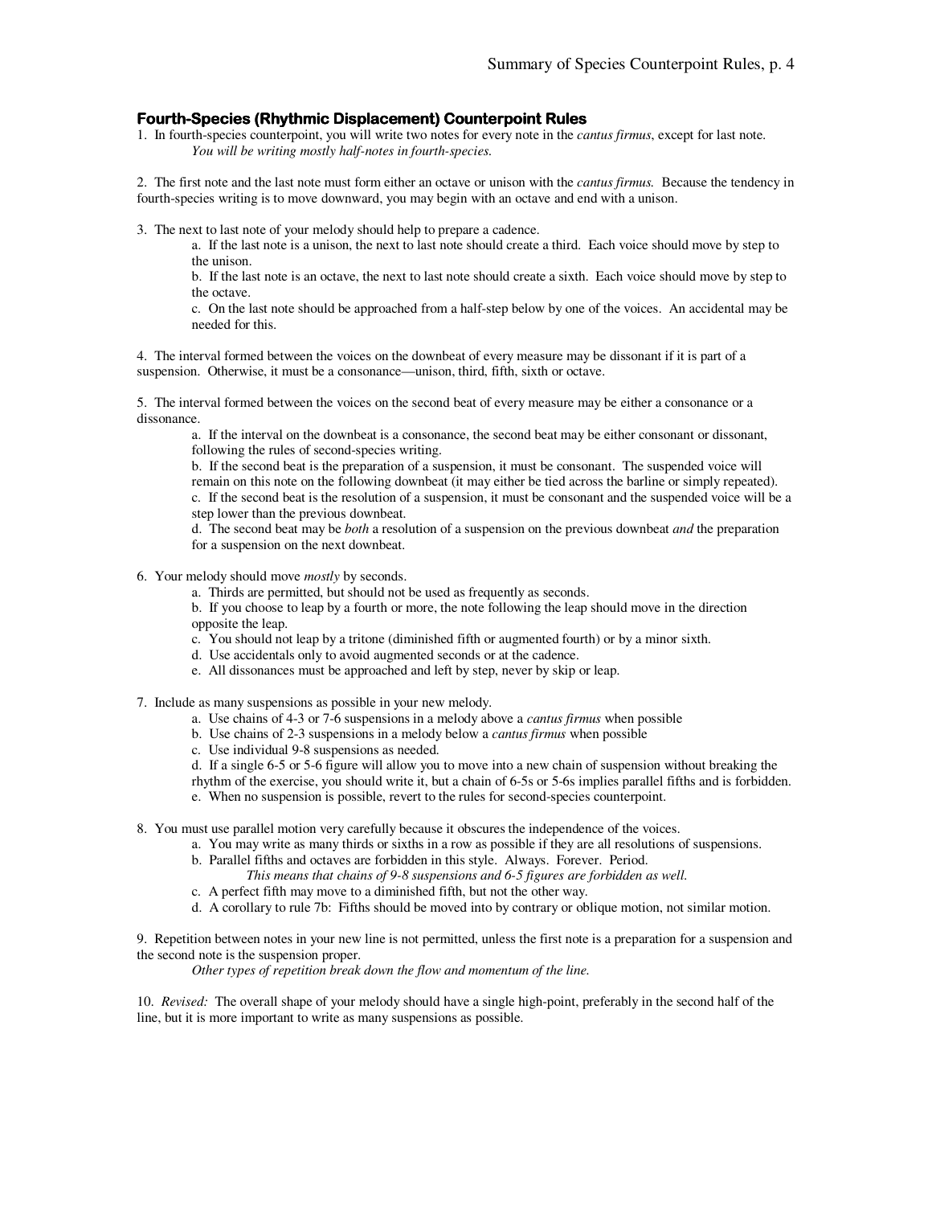## Fourth-Species (Rhythmic Displacement) Counterpoint Rules

1. In fourth-species counterpoint, you will write two notes for every note in the *cantus firmus*, except for last note.
   *You will be writing mostly half-notes in fourth-species.*

2. The first note and the last note must form either an octave or unison with the *cantus firmus.* Because the tendency in fourth-species writing is to move downward, you may begin with an octave and end with a unison.

3. The next to last note of your melody should help to prepare a cadence.
   a. If the last note is a unison, the next to last note should create a third. Each voice should move by step to the unison.
   b. If the last note is an octave, the next to last note should create a sixth. Each voice should move by step to the octave.
   c. On the last note should be approached from a half-step below by one of the voices. An accidental may be needed for this.

4. The interval formed between the voices on the downbeat of every measure may be dissonant if it is part of a suspension. Otherwise, it must be a consonance—unison, third, fifth, sixth or octave.

5. The interval formed between the voices on the second beat of every measure may be either a consonance or a dissonance.
   a. If the interval on the downbeat is a consonance, the second beat may be either consonant or dissonant, following the rules of second-species writing.
   b. If the second beat is the preparation of a suspension, it must be consonant. The suspended voice will remain on this note on the following downbeat (it may either be tied across the barline or simply repeated).
   c. If the second beat is the resolution of a suspension, it must be consonant and the suspended voice will be a step lower than the previous downbeat.
   d. The second beat may be *both* a resolution of a suspension on the previous downbeat *and* the preparation for a suspension on the next downbeat.

6. Your melody should move *mostly* by seconds.
   a. Thirds are permitted, but should not be used as frequently as seconds.
   b. If you choose to leap by a fourth or more, the note following the leap should move in the direction opposite the leap.
   c. You should not leap by a tritone (diminished fifth or augmented fourth) or by a minor sixth.
   d. Use accidentals only to avoid augmented seconds or at the cadence.
   e. All dissonances must be approached and left by step, never by skip or leap.

7. Include as many suspensions as possible in your new melody.
   a. Use chains of 4-3 or 7-6 suspensions in a melody above a *cantus firmus* when possible
   b. Use chains of 2-3 suspensions in a melody below a *cantus firmus* when possible
   c. Use individual 9-8 suspensions as needed.
   d. If a single 6-5 or 5-6 figure will allow you to move into a new chain of suspension without breaking the rhythm of the exercise, you should write it, but a chain of 6-5s or 5-6s implies parallel fifths and is forbidden.
   e. When no suspension is possible, revert to the rules for second-species counterpoint.

8. You must use parallel motion very carefully because it obscures the independence of the voices.
   a. You may write as many thirds or sixths in a row as possible if they are all resolutions of suspensions.
   b. Parallel fifths and octaves are forbidden in this style. Always. Forever. Period.
      *This means that chains of 9-8 suspensions and 6-5 figures are forbidden as well.*
   c. A perfect fifth may move to a diminished fifth, but not the other way.
   d. A corollary to rule 7b: Fifths should be moved into by contrary or oblique motion, not similar motion.

9. Repetition between notes in your new line is not permitted, unless the first note is a preparation for a suspension and the second note is the suspension proper.
   *Other types of repetition break down the flow and momentum of the line.*

10. *Revised:* The overall shape of your melody should have a single high-point, preferably in the second half of the line, but it is more important to write as many suspensions as possible.